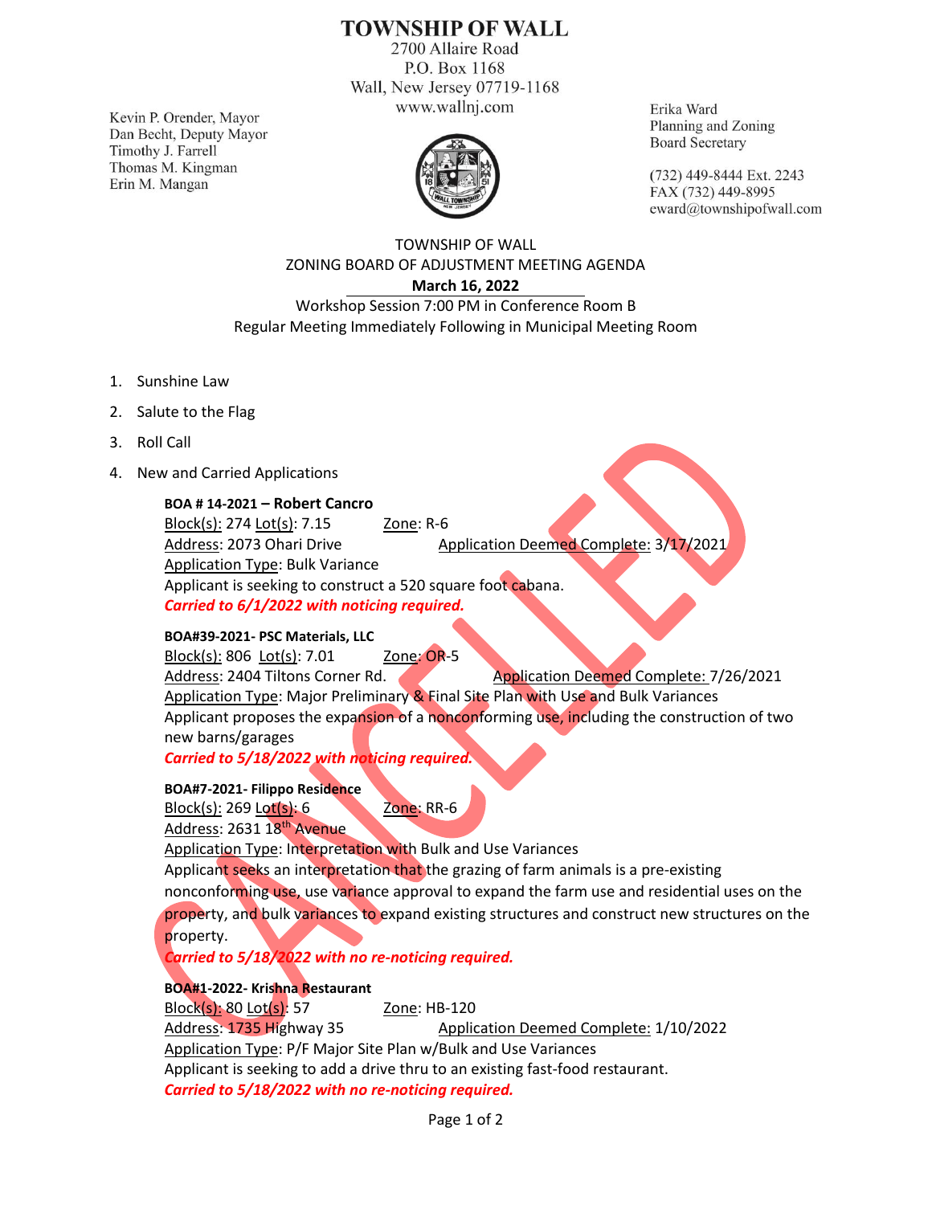# TOWNSHIP OF WALL

2700 Allaire Road
P.O. Box 1168
Wall, New Jersey 07719-1168
www.wallnj.com

Kevin P. Orender, Mayor
Dan Becht, Deputy Mayor
Timothy J. Farrell
Thomas M. Kingman
Erin M. Mangan

Erika Ward
Planning and Zoning
Board Secretary

(732) 449-8444 Ext. 2243
FAX (732) 449-8995
eward@townshipofwall.com

TOWNSHIP OF WALL
ZONING BOARD OF ADJUSTMENT MEETING AGENDA
**March 16, 2022**
Workshop Session 7:00 PM in Conference Room B
Regular Meeting Immediately Following in Municipal Meeting Room

CANCELED

1. Sunshine Law
2. Salute to the Flag
3. Roll Call
4. New and Carried Applications

**BOA # 14-2021 – Robert Cancro**
Block(s): 274 Lot(s): 7.15 Zone: R-6
Address: 2073 Ohari Drive Application Deemed Complete: 3/17/2021
Application Type: Bulk Variance
Applicant is seeking to construct a 520 square foot cabana.
***Carried to 6/1/2022 with noticing required.***

**BOA#39-2021- PSC Materials, LLC**
Block(s): 806 Lot(s): 7.01 Zone: OR-5
Address: 2404 Tiltons Corner Rd. Application Deemed Complete: 7/26/2021
Application Type: Major Preliminary & Final Site Plan with Use and Bulk Variances
Applicant proposes the expansion of a nonconforming use, including the construction of two new barns/garages
***Carried to 5/18/2022 with noticing required.***

**BOA#7-2021- Filippo Residence**
Block(s): 269 Lot(s): 6 Zone: RR-6
Address: 2631 18th Avenue
Application Type: Interpretation with Bulk and Use Variances
Applicant seeks an interpretation that the grazing of farm animals is a pre-existing nonconforming use, use variance approval to expand the farm use and residential uses on the property, and bulk variances to expand existing structures and construct new structures on the property.
***Carried to 5/18/2022 with no re-noticing required.***

**BOA#1-2022- Krishna Restaurant**
Block(s): 80 Lot(s): 57 Zone: HB-120
Address: 1735 Highway 35 Application Deemed Complete: 1/10/2022
Application Type: P/F Major Site Plan w/Bulk and Use Variances
Applicant is seeking to add a drive thru to an existing fast-food restaurant.
***Carried to 5/18/2022 with no re-noticing required.***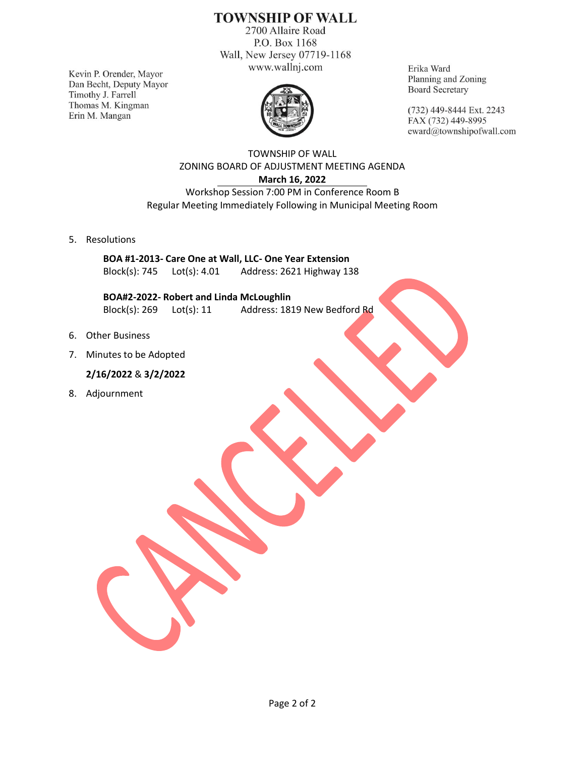# TOWNSHIP OF WALL

2700 Allaire Road
P.O. Box 1168
Wall, New Jersey 07719-1168
www.wallnj.com

Kevin P. Orender, Mayor
Dan Becht, Deputy Mayor
Timothy J. Farrell
Thomas M. Kingman
Erin M. Mangan

Erika Ward
Planning and Zoning
Board Secretary

(732) 449-8444 Ext. 2243
FAX (732) 449-8995
eward@townshipofwall.com

TOWNSHIP OF WALL
ZONING BOARD OF ADJUSTMENT MEETING AGENDA
**March 16, 2022**
Workshop Session 7:00 PM in Conference Room B
Regular Meeting Immediately Following in Municipal Meeting Room

5. Resolutions

   **BOA #1-2013- Care One at Wall, LLC- One Year Extension**
   Block(s): 745 Lot(s): 4.01 Address: 2621 Highway 138

   **BOA#2-2022- Robert and Linda McLoughlin**
   Block(s): 269 Lot(s): 11 Address: 1819 New Bedford Rd

6. Other Business
7. Minutes to be Adopted

   **2/16/2022** & **3/2/2022**

8. Adjournment

CANCELLED